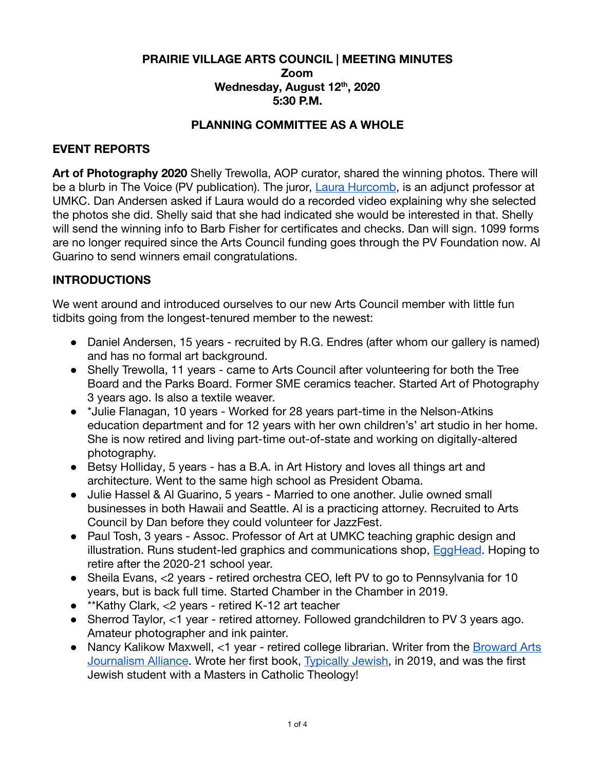# PRAIRIE VILLAGE ARTS COUNCIL | MEETING MINUTES

**Zoom**

**Wednesday, August 12th, 2020**

**5:30 P.M.**

## PLANNING COMMITTEE AS A WHOLE

### EVENT REPORTS

**Art of Photography 2020** Shelly Trewolla, AOP curator, shared the winning photos. There will be a blurb in The Voice (PV publication). The juror, Laura Hurcomb, is an adjunct professor at UMKC. Dan Andersen asked if Laura would do a recorded video explaining why she selected the photos she did. Shelly said that she had indicated she would be interested in that. Shelly will send the winning info to Barb Fisher for certificates and checks. Dan will sign. 1099 forms are no longer required since the Arts Council funding goes through the PV Foundation now. Al Guarino to send winners email congratulations.

### INTRODUCTIONS

We went around and introduced ourselves to our new Arts Council member with little fun tidbits going from the longest-tenured member to the newest:

- Daniel Andersen, 15 years - recruited by R.G. Endres (after whom our gallery is named) and has no formal art background.
- Shelly Trewolla, 11 years - came to Arts Council after volunteering for both the Tree Board and the Parks Board. Former SME ceramics teacher. Started Art of Photography 3 years ago. Is also a textile weaver.
- *Julie Flanagan, 10 years - Worked for 28 years part-time in the Nelson-Atkins education department and for 12 years with her own children's' art studio in her home. She is now retired and living part-time out-of-state and working on digitally-altered photography.
- Betsy Holliday, 5 years - has a B.A. in Art History and loves all things art and architecture. Went to the same high school as President Obama.
- Julie Hassel & Al Guarino, 5 years - Married to one another. Julie owned small businesses in both Hawaii and Seattle. Al is a practicing attorney. Recruited to Arts Council by Dan before they could volunteer for JazzFest.
- Paul Tosh, 3 years - Assoc. Professor of Art at UMKC teaching graphic design and illustration. Runs student-led graphics and communications shop, EggHead. Hoping to retire after the 2020-21 school year.
- Sheila Evans, <2 years - retired orchestra CEO, left PV to go to Pennsylvania for 10 years, but is back full time. Started Chamber in the Chamber in 2019.
- **Kathy Clark, <2 years - retired K-12 art teacher
- Sherrod Taylor, <1 year - retired attorney. Followed grandchildren to PV 3 years ago. Amateur photographer and ink painter.
- Nancy Kalikow Maxwell, <1 year - retired college librarian. Writer from the Broward Arts Journalism Alliance. Wrote her first book, Typically Jewish, in 2019, and was the first Jewish student with a Masters in Catholic Theology!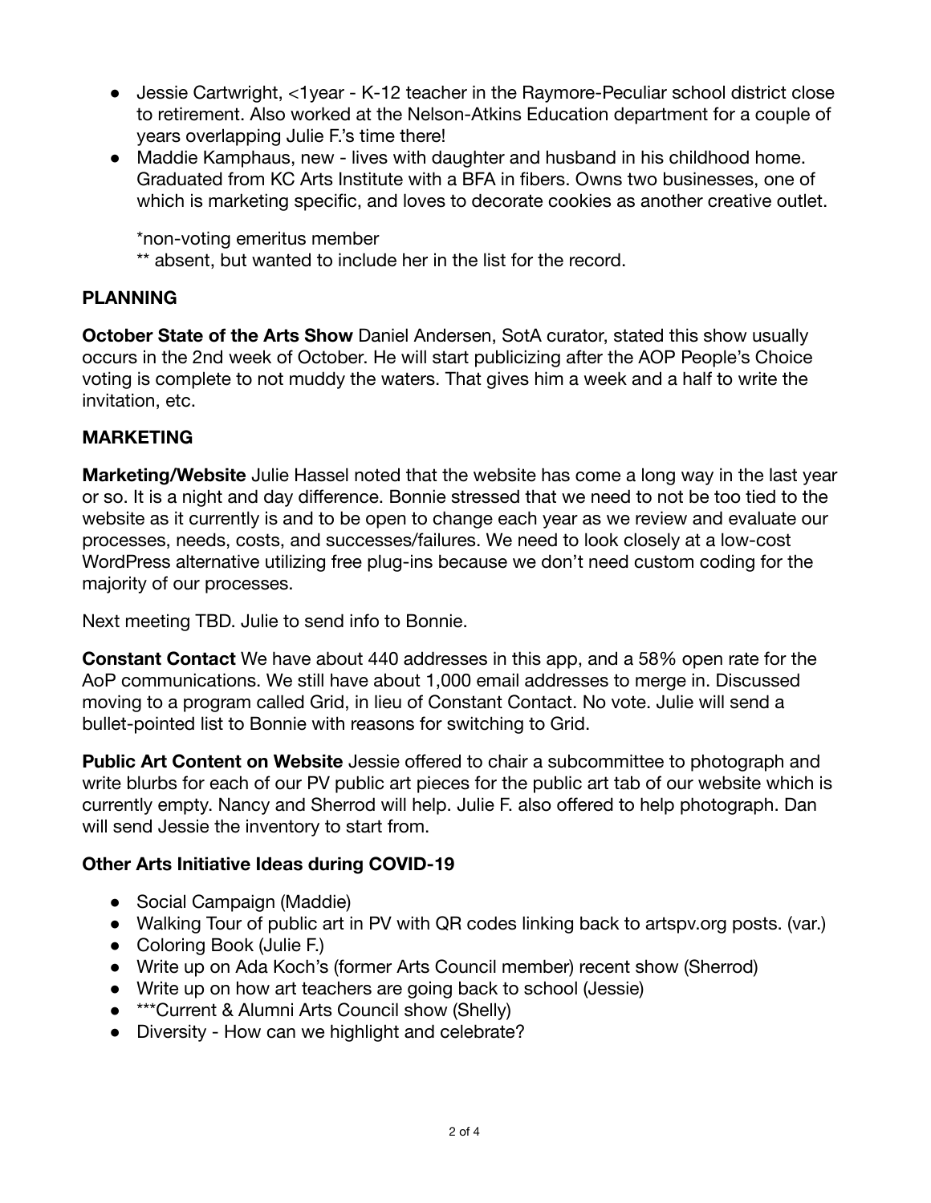- Jessie Cartwright, <1year - K-12 teacher in the Raymore-Peculiar school district close to retirement. Also worked at the Nelson-Atkins Education department for a couple of years overlapping Julie F.'s time there!
- Maddie Kamphaus, new - lives with daughter and husband in his childhood home. Graduated from KC Arts Institute with a BFA in fibers. Owns two businesses, one of which is marketing specific, and loves to decorate cookies as another creative outlet.

  *non-voting emeritus member
  ** absent, but wanted to include her in the list for the record.

**PLANNING**

**October State of the Arts Show** Daniel Andersen, SotA curator, stated this show usually occurs in the 2nd week of October. He will start publicizing after the AOP People's Choice voting is complete to not muddy the waters. That gives him a week and a half to write the invitation, etc.

**MARKETING**

**Marketing/Website** Julie Hassel noted that the website has come a long way in the last year or so. It is a night and day difference. Bonnie stressed that we need to not be too tied to the website as it currently is and to be open to change each year as we review and evaluate our processes, needs, costs, and successes/failures. We need to look closely at a low-cost WordPress alternative utilizing free plug-ins because we don't need custom coding for the majority of our processes.

Next meeting TBD. Julie to send info to Bonnie.

**Constant Contact** We have about 440 addresses in this app, and a 58% open rate for the AoP communications. We still have about 1,000 email addresses to merge in. Discussed moving to a program called Grid, in lieu of Constant Contact. No vote. Julie will send a bullet-pointed list to Bonnie with reasons for switching to Grid.

**Public Art Content on Website** Jessie offered to chair a subcommittee to photograph and write blurbs for each of our PV public art pieces for the public art tab of our website which is currently empty. Nancy and Sherrod will help. Julie F. also offered to help photograph. Dan will send Jessie the inventory to start from.

**Other Arts Initiative Ideas during COVID-19**

- Social Campaign (Maddie)
- Walking Tour of public art in PV with QR codes linking back to artspv.org posts. (var.)
- Coloring Book (Julie F.)
- Write up on Ada Koch's (former Arts Council member) recent show (Sherrod)
- Write up on how art teachers are going back to school (Jessie)
- ***Current & Alumni Arts Council show (Shelly)
- Diversity - How can we highlight and celebrate?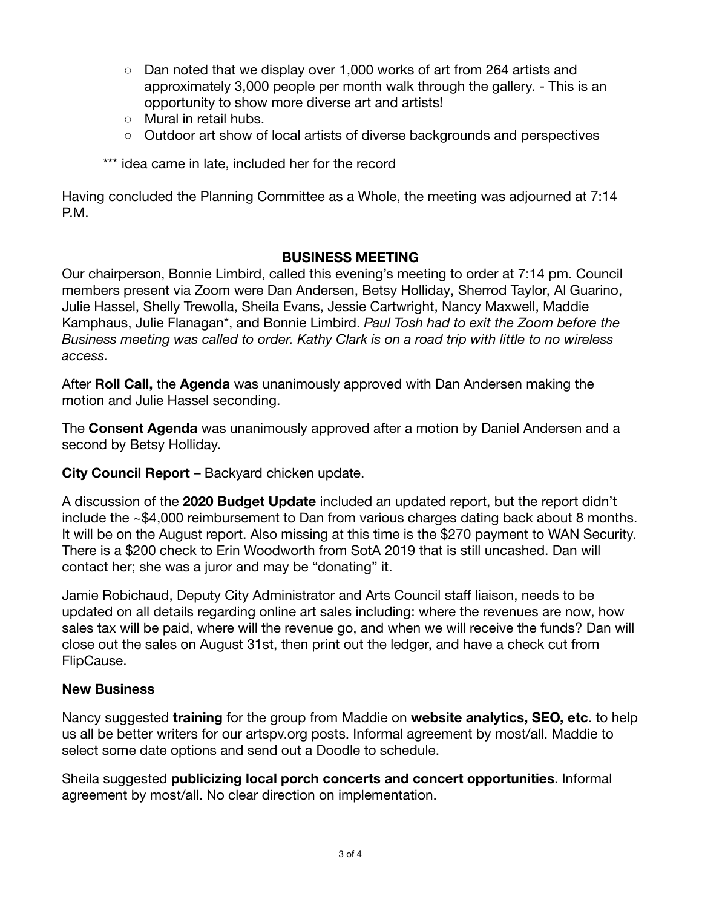- Dan noted that we display over 1,000 works of art from 264 artists and approximately 3,000 people per month walk through the gallery. - This is an opportunity to show more diverse art and artists!
  - Mural in retail hubs.
  - Outdoor art show of local artists of diverse backgrounds and perspectives

*** idea came in late, included her for the record

Having concluded the Planning Committee as a Whole, the meeting was adjourned at 7:14 P.M.

## BUSINESS MEETING

Our chairperson, Bonnie Limbird, called this evening's meeting to order at 7:14 pm. Council members present via Zoom were Dan Andersen, Betsy Holliday, Sherrod Taylor, Al Guarino, Julie Hassel, Shelly Trewolla, Sheila Evans, Jessie Cartwright, Nancy Maxwell, Maddie Kamphaus, Julie Flanagan*, and Bonnie Limbird. *Paul Tosh had to exit the Zoom before the Business meeting was called to order. Kathy Clark is on a road trip with little to no wireless access.*

After **Roll Call,** the **Agenda** was unanimously approved with Dan Andersen making the motion and Julie Hassel seconding.

The **Consent Agenda** was unanimously approved after a motion by Daniel Andersen and a second by Betsy Holliday.

**City Council Report** – Backyard chicken update.

A discussion of the **2020 Budget Update** included an updated report, but the report didn't include the ~$4,000 reimbursement to Dan from various charges dating back about 8 months. It will be on the August report. Also missing at this time is the $270 payment to WAN Security. There is a $200 check to Erin Woodworth from SotA 2019 that is still uncashed. Dan will contact her; she was a juror and may be "donating" it.

Jamie Robichaud, Deputy City Administrator and Arts Council staff liaison, needs to be updated on all details regarding online art sales including: where the revenues are now, how sales tax will be paid, where will the revenue go, and when we will receive the funds? Dan will close out the sales on August 31st, then print out the ledger, and have a check cut from FlipCause.

**New Business**

Nancy suggested **training** for the group from Maddie on **website analytics, SEO, etc**. to help us all be better writers for our artspv.org posts. Informal agreement by most/all. Maddie to select some date options and send out a Doodle to schedule.

Sheila suggested **publicizing local porch concerts and concert opportunities**. Informal agreement by most/all. No clear direction on implementation.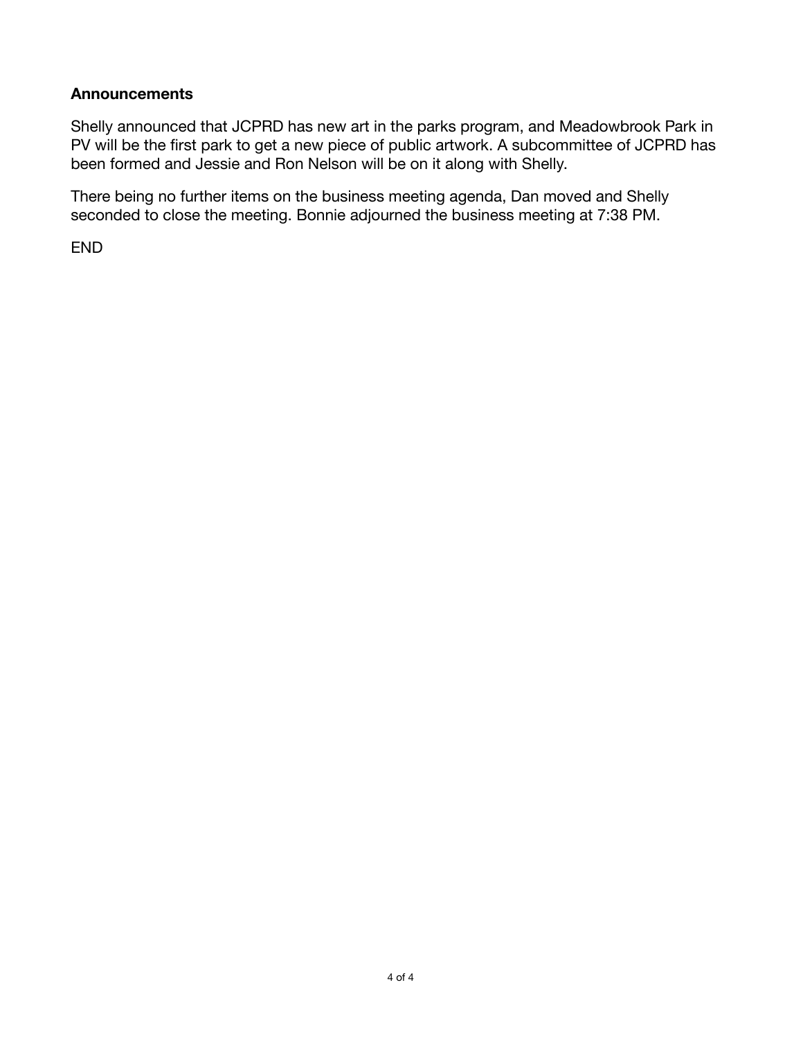**Announcements**

Shelly announced that JCPRD has new art in the parks program, and Meadowbrook Park in PV will be the first park to get a new piece of public artwork. A subcommittee of JCPRD has been formed and Jessie and Ron Nelson will be on it along with Shelly.

There being no further items on the business meeting agenda, Dan moved and Shelly seconded to close the meeting. Bonnie adjourned the business meeting at 7:38 PM.

END